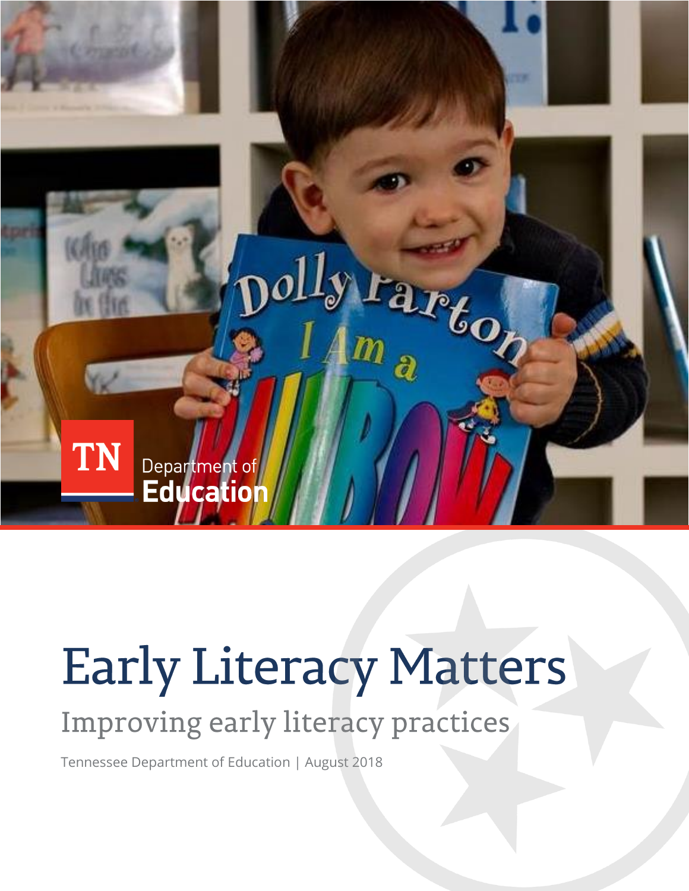# Early Literacy Matters

## Improving early literacy practices

Tennessee Department of Education | August 2018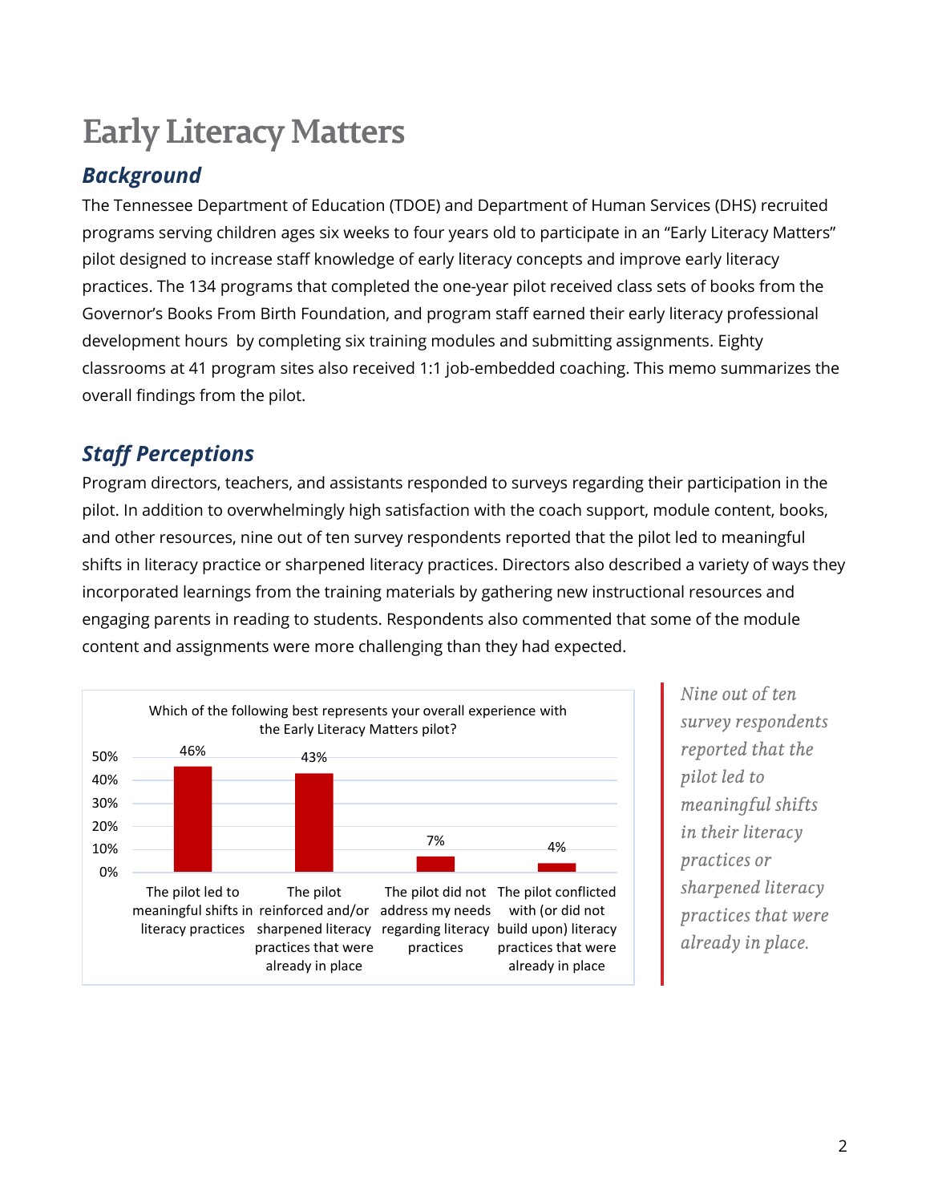# Early Literacy Matters

## Background

The Tennessee Department of Education (TDOE) and Department of Human Services (DHS) recruited programs serving children ages six weeks to four years old to participate in an "Early Literacy Matters" pilot designed to increase staff knowledge of early literacy concepts and improve early literacy practices. The 134 programs that completed the one-year pilot received class sets of books from the Governor's Books From Birth Foundation, and program staff earned their early literacy professional development hours by completing six training modules and submitting assignments. Eighty classrooms at 41 program sites also received 1:1 job-embedded coaching. This memo summarizes the overall findings from the pilot.

## Staff Perceptions

Program directors, teachers, and assistants responded to surveys regarding their participation in the pilot. In addition to overwhelmingly high satisfaction with the coach support, module content, books, and other resources, nine out of ten survey respondents reported that the pilot led to meaningful shifts in literacy practice or sharpened literacy practices. Directors also described a variety of ways they incorporated learnings from the training materials by gathering new instructional resources and engaging parents in reading to students. Respondents also commented that some of the module content and assignments were more challenging than they had expected.

**Which of the following best represents your overall experience with the Early Literacy Matters pilot?**

| Response | Percent |
|---|---|
| The pilot led to meaningful shifts in literacy practices | 46% |
| The pilot reinforced and/or sharpened literacy practices that were already in place | 43% |
| The pilot did not address my needs regarding literacy practices | 7% |
| The pilot conflicted with (or did not build upon) literacy practices that were already in place | 4% |

*Nine out of ten survey respondents reported that the pilot led to meaningful shifts in their literacy practices or sharpened literacy practices that were already in place.*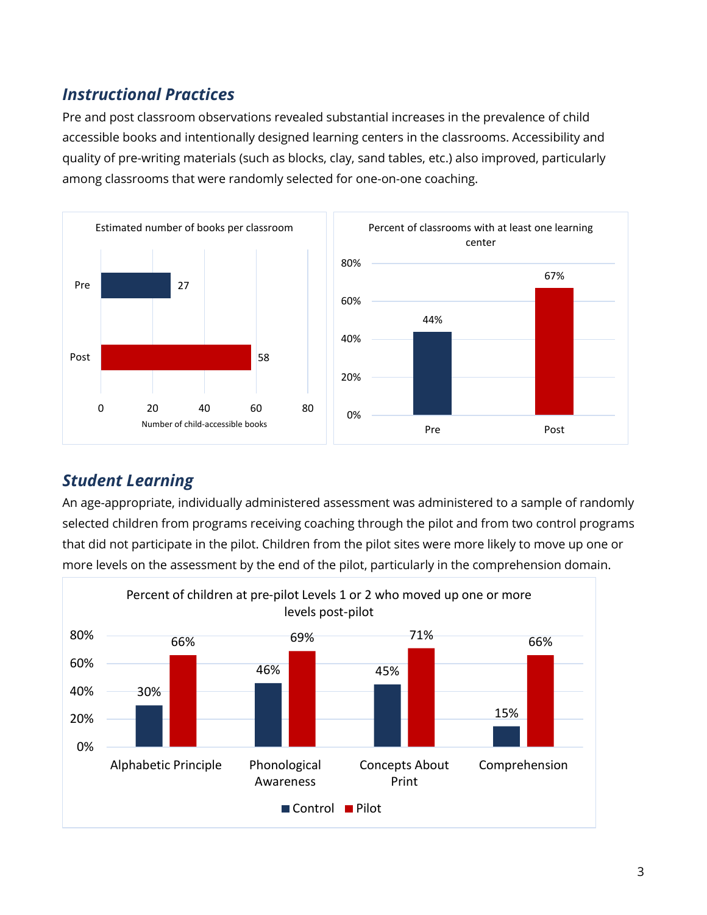### *Instructional Practices*

Pre and post classroom observations revealed substantial increases in the prevalence of child accessible books and intentionally designed learning centers in the classrooms. Accessibility and quality of pre-writing materials (such as blocks, clay, sand tables, etc.) also improved, particularly among classrooms that were randomly selected for one-on-one coaching.

Estimated number of books per classroom

| | Number of child-accessible books |
|---|---|
| Pre | 27 |
| Post | 58 |

Percent of classrooms with at least one learning center

| | Percent |
|---|---|
| Pre | 44% |
| Post | 67% |

### *Student Learning*

An age-appropriate, individually administered assessment was administered to a sample of randomly selected children from programs receiving coaching through the pilot and from two control programs that did not participate in the pilot. Children from the pilot sites were more likely to move up one or more levels on the assessment by the end of the pilot, particularly in the comprehension domain.

Percent of children at pre-pilot Levels 1 or 2 who moved up one or more levels post-pilot

| | Control | Pilot |
|---|---|---|
| Alphabetic Principle | 30% | 66% |
| Phonological Awareness | 46% | 69% |
| Concepts About Print | 45% | 71% |
| Comprehension | 15% | 66% |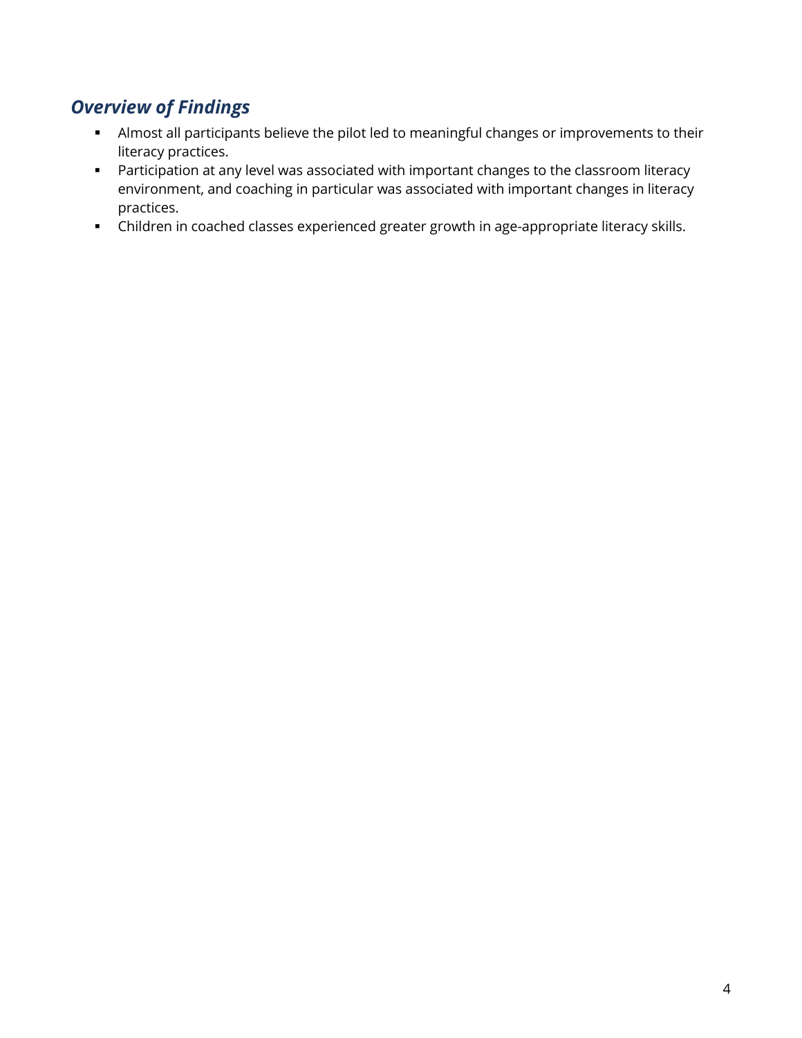## *Overview of Findings*

- Almost all participants believe the pilot led to meaningful changes or improvements to their literacy practices.
- Participation at any level was associated with important changes to the classroom literacy environment, and coaching in particular was associated with important changes in literacy practices.
- Children in coached classes experienced greater growth in age-appropriate literacy skills.